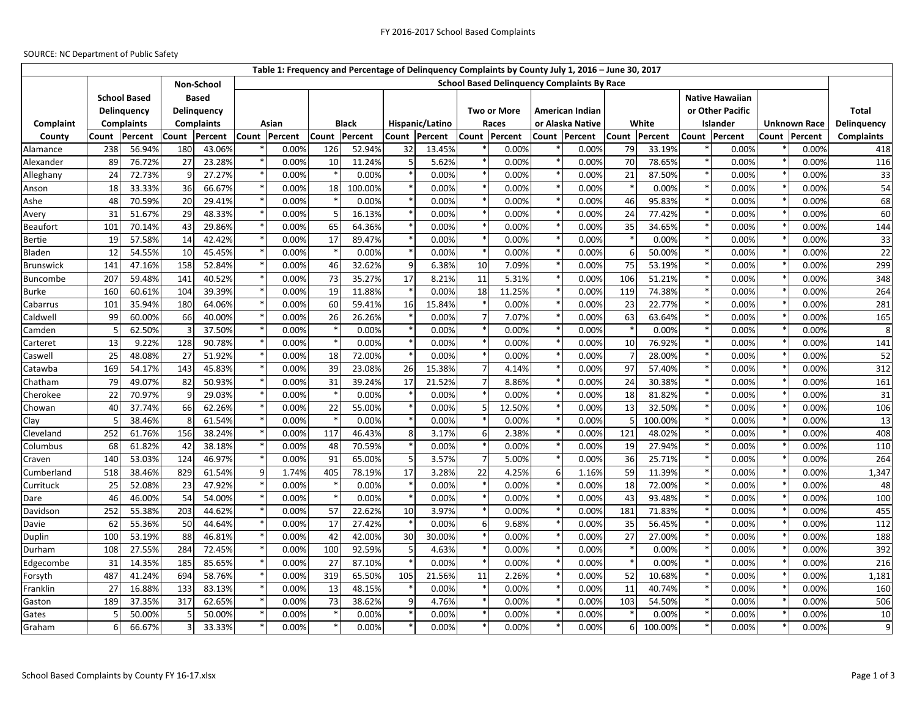FY 2016-2017 School Based Complaints

SOURCE: NC Department of Public Safety

| Table 1: Frequency and Percentage of Delinquency Complaints by County July 1, 2016 – June 30, 2017 | | | | | | | | | | | | | | | | | | | | | | |
|---|---|---|---|---|---|---|---|---|---|---|---|---|---|---|---|---|---|---|---|---|---|---|
| | School Based Delinquency Complaints | | Non-School Based Delinquency Complaints | | School Based Delinquency Complaints By Race | | | | | | | | | | | | | | | | | Total Delinquency Complaints |
| | | | | | Asian | | Black | | Hispanic/Latino | | Two or More Races | | American Indian or Alaska Native | | White | | Native Hawaiian or Other Pacific Islander | | Unknown Race | | | |
| Complaint County | Count | Percent | Count | Percent | Count | Percent | Count | Percent | Count | Percent | Count | Percent | Count | Percent | Count | Percent | Count | Percent | Count | Percent | | |
| Alamance | 238 | 56.94% | 180 | 43.06% | * | 0.00% | 126 | 52.94% | 32 | 13.45% | * | 0.00% | * | 0.00% | 79 | 33.19% | * | 0.00% | * | 0.00% | | 418 |
| Alexander | 89 | 76.72% | 27 | 23.28% | * | 0.00% | 10 | 11.24% | 5 | 5.62% | * | 0.00% | * | 0.00% | 70 | 78.65% | * | 0.00% | * | 0.00% | | 116 |
| Alleghany | 24 | 72.73% | 9 | 27.27% | * | 0.00% | * | 0.00% | * | 0.00% | * | 0.00% | * | 0.00% | 21 | 87.50% | * | 0.00% | * | 0.00% | | 33 |
| Anson | 18 | 33.33% | 36 | 66.67% | * | 0.00% | 18 | 100.00% | * | 0.00% | * | 0.00% | * | 0.00% | * | 0.00% | * | 0.00% | * | 0.00% | | 54 |
| Ashe | 48 | 70.59% | 20 | 29.41% | * | 0.00% | * | 0.00% | * | 0.00% | * | 0.00% | * | 0.00% | 46 | 95.83% | * | 0.00% | * | 0.00% | | 68 |
| Avery | 31 | 51.67% | 29 | 48.33% | * | 0.00% | 5 | 16.13% | * | 0.00% | * | 0.00% | * | 0.00% | 24 | 77.42% | * | 0.00% | * | 0.00% | | 60 |
| Beaufort | 101 | 70.14% | 43 | 29.86% | * | 0.00% | 65 | 64.36% | * | 0.00% | * | 0.00% | * | 0.00% | 35 | 34.65% | * | 0.00% | * | 0.00% | | 144 |
| Bertie | 19 | 57.58% | 14 | 42.42% | * | 0.00% | 17 | 89.47% | * | 0.00% | * | 0.00% | * | 0.00% | * | 0.00% | * | 0.00% | * | 0.00% | | 33 |
| Bladen | 12 | 54.55% | 10 | 45.45% | * | 0.00% | * | 0.00% | * | 0.00% | * | 0.00% | * | 0.00% | 6 | 50.00% | * | 0.00% | * | 0.00% | | 22 |
| Brunswick | 141 | 47.16% | 158 | 52.84% | * | 0.00% | 46 | 32.62% | 9 | 6.38% | 10 | 7.09% | * | 0.00% | 75 | 53.19% | * | 0.00% | * | 0.00% | | 299 |
| Buncombe | 207 | 59.48% | 141 | 40.52% | * | 0.00% | 73 | 35.27% | 17 | 8.21% | 11 | 5.31% | * | 0.00% | 106 | 51.21% | * | 0.00% | * | 0.00% | | 348 |
| Burke | 160 | 60.61% | 104 | 39.39% | * | 0.00% | 19 | 11.88% | * | 0.00% | 18 | 11.25% | * | 0.00% | 119 | 74.38% | * | 0.00% | * | 0.00% | | 264 |
| Cabarrus | 101 | 35.94% | 180 | 64.06% | * | 0.00% | 60 | 59.41% | 16 | 15.84% | * | 0.00% | * | 0.00% | 23 | 22.77% | * | 0.00% | * | 0.00% | | 281 |
| Caldwell | 99 | 60.00% | 66 | 40.00% | * | 0.00% | 26 | 26.26% | * | 0.00% | 7 | 7.07% | * | 0.00% | 63 | 63.64% | * | 0.00% | * | 0.00% | | 165 |
| Camden | 5 | 62.50% | 3 | 37.50% | * | 0.00% | * | 0.00% | * | 0.00% | * | 0.00% | * | 0.00% | * | 0.00% | * | 0.00% | * | 0.00% | | 8 |
| Carteret | 13 | 9.22% | 128 | 90.78% | * | 0.00% | * | 0.00% | * | 0.00% | * | 0.00% | * | 0.00% | 10 | 76.92% | * | 0.00% | * | 0.00% | | 141 |
| Caswell | 25 | 48.08% | 27 | 51.92% | * | 0.00% | 18 | 72.00% | * | 0.00% | * | 0.00% | * | 0.00% | 7 | 28.00% | * | 0.00% | * | 0.00% | | 52 |
| Catawba | 169 | 54.17% | 143 | 45.83% | * | 0.00% | 39 | 23.08% | 26 | 15.38% | 7 | 4.14% | * | 0.00% | 97 | 57.40% | * | 0.00% | * | 0.00% | | 312 |
| Chatham | 79 | 49.07% | 82 | 50.93% | * | 0.00% | 31 | 39.24% | 17 | 21.52% | 7 | 8.86% | * | 0.00% | 24 | 30.38% | * | 0.00% | * | 0.00% | | 161 |
| Cherokee | 22 | 70.97% | 9 | 29.03% | * | 0.00% | * | 0.00% | * | 0.00% | * | 0.00% | * | 0.00% | 18 | 81.82% | * | 0.00% | * | 0.00% | | 31 |
| Chowan | 40 | 37.74% | 66 | 62.26% | * | 0.00% | 22 | 55.00% | * | 0.00% | 5 | 12.50% | * | 0.00% | 13 | 32.50% | * | 0.00% | * | 0.00% | | 106 |
| Clay | 5 | 38.46% | 8 | 61.54% | * | 0.00% | * | 0.00% | * | 0.00% | * | 0.00% | * | 0.00% | 5 | 100.00% | * | 0.00% | * | 0.00% | | 13 |
| Cleveland | 252 | 61.76% | 156 | 38.24% | * | 0.00% | 117 | 46.43% | 8 | 3.17% | 6 | 2.38% | * | 0.00% | 121 | 48.02% | * | 0.00% | * | 0.00% | | 408 |
| Columbus | 68 | 61.82% | 42 | 38.18% | * | 0.00% | 48 | 70.59% | * | 0.00% | * | 0.00% | * | 0.00% | 19 | 27.94% | * | 0.00% | * | 0.00% | | 110 |
| Craven | 140 | 53.03% | 124 | 46.97% | * | 0.00% | 91 | 65.00% | 5 | 3.57% | 7 | 5.00% | * | 0.00% | 36 | 25.71% | * | 0.00% | * | 0.00% | | 264 |
| Cumberland | 518 | 38.46% | 829 | 61.54% | 9 | 1.74% | 405 | 78.19% | 17 | 3.28% | 22 | 4.25% | 6 | 1.16% | 59 | 11.39% | * | 0.00% | * | 0.00% | | 1,347 |
| Currituck | 25 | 52.08% | 23 | 47.92% | * | 0.00% | * | 0.00% | * | 0.00% | * | 0.00% | * | 0.00% | 18 | 72.00% | * | 0.00% | * | 0.00% | | 48 |
| Dare | 46 | 46.00% | 54 | 54.00% | * | 0.00% | * | 0.00% | * | 0.00% | * | 0.00% | * | 0.00% | 43 | 93.48% | * | 0.00% | * | 0.00% | | 100 |
| Davidson | 252 | 55.38% | 203 | 44.62% | * | 0.00% | 57 | 22.62% | 10 | 3.97% | * | 0.00% | * | 0.00% | 181 | 71.83% | * | 0.00% | * | 0.00% | | 455 |
| Davie | 62 | 55.36% | 50 | 44.64% | * | 0.00% | 17 | 27.42% | * | 0.00% | 6 | 9.68% | * | 0.00% | 35 | 56.45% | * | 0.00% | * | 0.00% | | 112 |
| Duplin | 100 | 53.19% | 88 | 46.81% | * | 0.00% | 42 | 42.00% | 30 | 30.00% | * | 0.00% | * | 0.00% | 27 | 27.00% | * | 0.00% | * | 0.00% | | 188 |
| Durham | 108 | 27.55% | 284 | 72.45% | * | 0.00% | 100 | 92.59% | 5 | 4.63% | * | 0.00% | * | 0.00% | * | 0.00% | * | 0.00% | * | 0.00% | | 392 |
| Edgecombe | 31 | 14.35% | 185 | 85.65% | * | 0.00% | 27 | 87.10% | * | 0.00% | * | 0.00% | * | 0.00% | * | 0.00% | * | 0.00% | * | 0.00% | | 216 |
| Forsyth | 487 | 41.24% | 694 | 58.76% | * | 0.00% | 319 | 65.50% | 105 | 21.56% | 11 | 2.26% | * | 0.00% | 52 | 10.68% | * | 0.00% | * | 0.00% | | 1,181 |
| Franklin | 27 | 16.88% | 133 | 83.13% | * | 0.00% | 13 | 48.15% | * | 0.00% | * | 0.00% | * | 0.00% | 11 | 40.74% | * | 0.00% | * | 0.00% | | 160 |
| Gaston | 189 | 37.35% | 317 | 62.65% | * | 0.00% | 73 | 38.62% | 9 | 4.76% | * | 0.00% | * | 0.00% | 103 | 54.50% | * | 0.00% | * | 0.00% | | 506 |
| Gates | 5 | 50.00% | 5 | 50.00% | * | 0.00% | * | 0.00% | * | 0.00% | * | 0.00% | * | 0.00% | * | 0.00% | * | 0.00% | * | 0.00% | | 10 |
| Graham | 6 | 66.67% | 3 | 33.33% | * | 0.00% | * | 0.00% | * | 0.00% | * | 0.00% | * | 0.00% | 6 | 100.00% | * | 0.00% | * | 0.00% | | 9 |

School Based Complaints by County FY 16-17.xlsx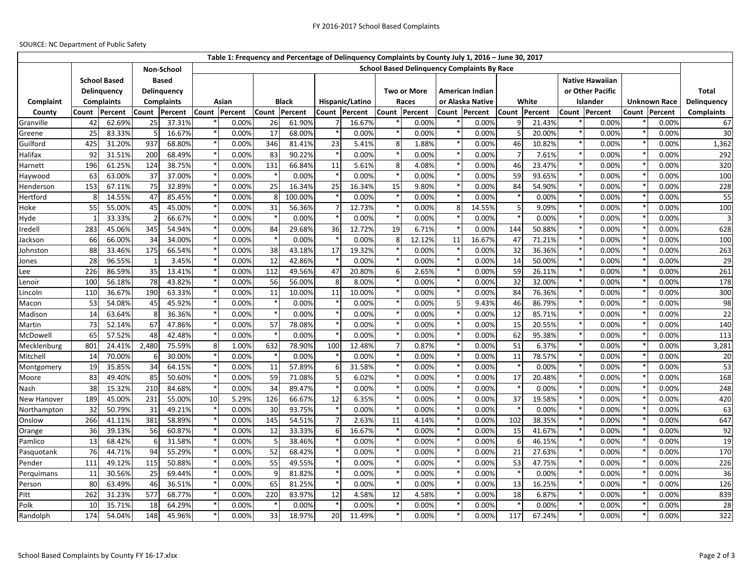FY 2016-2017 School Based Complaints

SOURCE: NC Department of Public Safety

| Table 1: Frequency and Percentage of Delinquency Complaints by County July 1, 2016 – June 30, 2017 | | | | | | | | | | | | | | | | | | | | | | |
|---|---|---|---|---|---|---|---|---|---|---|---|---|---|---|---|---|---|---|---|---|---|---|
| | School Based Delinquency Complaints | | Non-School Based Delinquency Complaints | | School Based Delinquency Complaints By Race | | | | | | | | | | | | | | | | | Total Delinquency Complaints |
| Complaint | | | | | Asian | | Black | | Hispanic/Latino | | Two or More Races | | American Indian or Alaska Native | | White | | Native Hawaiian or Other Pacific Islander | | Unknown Race | | | |
| County | Count | Percent | Count | Percent | Count | Percent | Count | Percent | Count | Percent | Count | Percent | Count | Percent | Count | Percent | Count | Percent | Count | Percent | | |
| Granville | 42 | 62.69% | 25 | 37.31% | * | 0.00% | 26 | 61.90% | 7 | 16.67% | * | 0.00% | * | 0.00% | 9 | 21.43% | * | 0.00% | * | 0.00% | | 67 |
| Greene | 25 | 83.33% | 5 | 16.67% | * | 0.00% | 17 | 68.00% | * | 0.00% | * | 0.00% | * | 0.00% | 5 | 20.00% | * | 0.00% | * | 0.00% | | 30 |
| Guilford | 425 | 31.20% | 937 | 68.80% | * | 0.00% | 346 | 81.41% | 23 | 5.41% | 8 | 1.88% | * | 0.00% | 46 | 10.82% | * | 0.00% | * | 0.00% | | 1,362 |
| Halifax | 92 | 31.51% | 200 | 68.49% | * | 0.00% | 83 | 90.22% | * | 0.00% | * | 0.00% | * | 0.00% | 7 | 7.61% | * | 0.00% | * | 0.00% | | 292 |
| Harnett | 196 | 61.25% | 124 | 38.75% | * | 0.00% | 131 | 66.84% | 11 | 5.61% | 8 | 4.08% | * | 0.00% | 46 | 23.47% | * | 0.00% | * | 0.00% | | 320 |
| Haywood | 63 | 63.00% | 37 | 37.00% | * | 0.00% | * | 0.00% | * | 0.00% | * | 0.00% | * | 0.00% | 59 | 93.65% | * | 0.00% | * | 0.00% | | 100 |
| Henderson | 153 | 67.11% | 75 | 32.89% | * | 0.00% | 25 | 16.34% | 25 | 16.34% | 15 | 9.80% | * | 0.00% | 84 | 54.90% | * | 0.00% | * | 0.00% | | 228 |
| Hertford | 8 | 14.55% | 47 | 85.45% | * | 0.00% | 8 | 100.00% | * | 0.00% | * | 0.00% | * | 0.00% | * | 0.00% | * | 0.00% | * | 0.00% | | 55 |
| Hoke | 55 | 55.00% | 45 | 45.00% | * | 0.00% | 31 | 56.36% | 7 | 12.73% | * | 0.00% | 8 | 14.55% | 5 | 9.09% | * | 0.00% | * | 0.00% | | 100 |
| Hyde | 1 | 33.33% | 2 | 66.67% | * | 0.00% | * | 0.00% | * | 0.00% | * | 0.00% | * | 0.00% | * | 0.00% | * | 0.00% | * | 0.00% | | 3 |
| Iredell | 283 | 45.06% | 345 | 54.94% | * | 0.00% | 84 | 29.68% | 36 | 12.72% | 19 | 6.71% | * | 0.00% | 144 | 50.88% | * | 0.00% | * | 0.00% | | 628 |
| Jackson | 66 | 66.00% | 34 | 34.00% | * | 0.00% | * | 0.00% | * | 0.00% | 8 | 12.12% | 11 | 16.67% | 47 | 71.21% | * | 0.00% | * | 0.00% | | 100 |
| Johnston | 88 | 33.46% | 175 | 66.54% | * | 0.00% | 38 | 43.18% | 17 | 19.32% | * | 0.00% | * | 0.00% | 32 | 36.36% | * | 0.00% | * | 0.00% | | 263 |
| Jones | 28 | 96.55% | 1 | 3.45% | * | 0.00% | 12 | 42.86% | * | 0.00% | * | 0.00% | * | 0.00% | 14 | 50.00% | * | 0.00% | * | 0.00% | | 29 |
| Lee | 226 | 86.59% | 35 | 13.41% | * | 0.00% | 112 | 49.56% | 47 | 20.80% | 6 | 2.65% | * | 0.00% | 59 | 26.11% | * | 0.00% | * | 0.00% | | 261 |
| Lenoir | 100 | 56.18% | 78 | 43.82% | * | 0.00% | 56 | 56.00% | 8 | 8.00% | * | 0.00% | * | 0.00% | 32 | 32.00% | * | 0.00% | * | 0.00% | | 178 |
| Lincoln | 110 | 36.67% | 190 | 63.33% | * | 0.00% | 11 | 10.00% | 11 | 10.00% | * | 0.00% | * | 0.00% | 84 | 76.36% | * | 0.00% | * | 0.00% | | 300 |
| Macon | 53 | 54.08% | 45 | 45.92% | * | 0.00% | * | 0.00% | * | 0.00% | * | 0.00% | 5 | 9.43% | 46 | 86.79% | * | 0.00% | * | 0.00% | | 98 |
| Madison | 14 | 63.64% | 8 | 36.36% | * | 0.00% | * | 0.00% | * | 0.00% | * | 0.00% | * | 0.00% | 12 | 85.71% | * | 0.00% | * | 0.00% | | 22 |
| Martin | 73 | 52.14% | 67 | 47.86% | * | 0.00% | 57 | 78.08% | * | 0.00% | * | 0.00% | * | 0.00% | 15 | 20.55% | * | 0.00% | * | 0.00% | | 140 |
| McDowell | 65 | 57.52% | 48 | 42.48% | * | 0.00% | * | 0.00% | * | 0.00% | * | 0.00% | * | 0.00% | 62 | 95.38% | * | 0.00% | * | 0.00% | | 113 |
| Mecklenburg | 801 | 24.41% | 2,480 | 75.59% | 8 | 1.00% | 632 | 78.90% | 100 | 12.48% | 7 | 0.87% | * | 0.00% | 51 | 6.37% | * | 0.00% | * | 0.00% | | 3,281 |
| Mitchell | 14 | 70.00% | 6 | 30.00% | * | 0.00% | * | 0.00% | * | 0.00% | * | 0.00% | * | 0.00% | 11 | 78.57% | * | 0.00% | * | 0.00% | | 20 |
| Montgomery | 19 | 35.85% | 34 | 64.15% | * | 0.00% | 11 | 57.89% | 6 | 31.58% | * | 0.00% | * | 0.00% | * | 0.00% | * | 0.00% | * | 0.00% | | 53 |
| Moore | 83 | 49.40% | 85 | 50.60% | * | 0.00% | 59 | 71.08% | 5 | 6.02% | * | 0.00% | * | 0.00% | 17 | 20.48% | * | 0.00% | * | 0.00% | | 168 |
| Nash | 38 | 15.32% | 210 | 84.68% | * | 0.00% | 34 | 89.47% | * | 0.00% | * | 0.00% | * | 0.00% | * | 0.00% | * | 0.00% | * | 0.00% | | 248 |
| New Hanover | 189 | 45.00% | 231 | 55.00% | 10 | 5.29% | 126 | 66.67% | 12 | 6.35% | * | 0.00% | * | 0.00% | 37 | 19.58% | * | 0.00% | * | 0.00% | | 420 |
| Northampton | 32 | 50.79% | 31 | 49.21% | * | 0.00% | 30 | 93.75% | * | 0.00% | * | 0.00% | * | 0.00% | * | 0.00% | * | 0.00% | * | 0.00% | | 63 |
| Onslow | 266 | 41.11% | 381 | 58.89% | * | 0.00% | 145 | 54.51% | 7 | 2.63% | 11 | 4.14% | * | 0.00% | 102 | 38.35% | * | 0.00% | * | 0.00% | | 647 |
| Orange | 36 | 39.13% | 56 | 60.87% | * | 0.00% | 12 | 33.33% | 6 | 16.67% | * | 0.00% | * | 0.00% | 15 | 41.67% | * | 0.00% | * | 0.00% | | 92 |
| Pamlico | 13 | 68.42% | 6 | 31.58% | * | 0.00% | 5 | 38.46% | * | 0.00% | * | 0.00% | * | 0.00% | 6 | 46.15% | * | 0.00% | * | 0.00% | | 19 |
| Pasquotank | 76 | 44.71% | 94 | 55.29% | * | 0.00% | 52 | 68.42% | * | 0.00% | * | 0.00% | * | 0.00% | 21 | 27.63% | * | 0.00% | * | 0.00% | | 170 |
| Pender | 111 | 49.12% | 115 | 50.88% | * | 0.00% | 55 | 49.55% | * | 0.00% | * | 0.00% | * | 0.00% | 53 | 47.75% | * | 0.00% | * | 0.00% | | 226 |
| Perquimans | 11 | 30.56% | 25 | 69.44% | * | 0.00% | 9 | 81.82% | * | 0.00% | * | 0.00% | * | 0.00% | * | 0.00% | * | 0.00% | * | 0.00% | | 36 |
| Person | 80 | 63.49% | 46 | 36.51% | * | 0.00% | 65 | 81.25% | * | 0.00% | * | 0.00% | * | 0.00% | 13 | 16.25% | * | 0.00% | * | 0.00% | | 126 |
| Pitt | 262 | 31.23% | 577 | 68.77% | * | 0.00% | 220 | 83.97% | 12 | 4.58% | 12 | 4.58% | * | 0.00% | 18 | 6.87% | * | 0.00% | * | 0.00% | | 839 |
| Polk | 10 | 35.71% | 18 | 64.29% | * | 0.00% | * | 0.00% | * | 0.00% | * | 0.00% | * | 0.00% | * | 0.00% | * | 0.00% | * | 0.00% | | 28 |
| Randolph | 174 | 54.04% | 148 | 45.96% | * | 0.00% | 33 | 18.97% | 20 | 11.49% | * | 0.00% | * | 0.00% | 117 | 67.24% | * | 0.00% | * | 0.00% | | 322 |

School Based Complaints by County FY 16-17.xlsx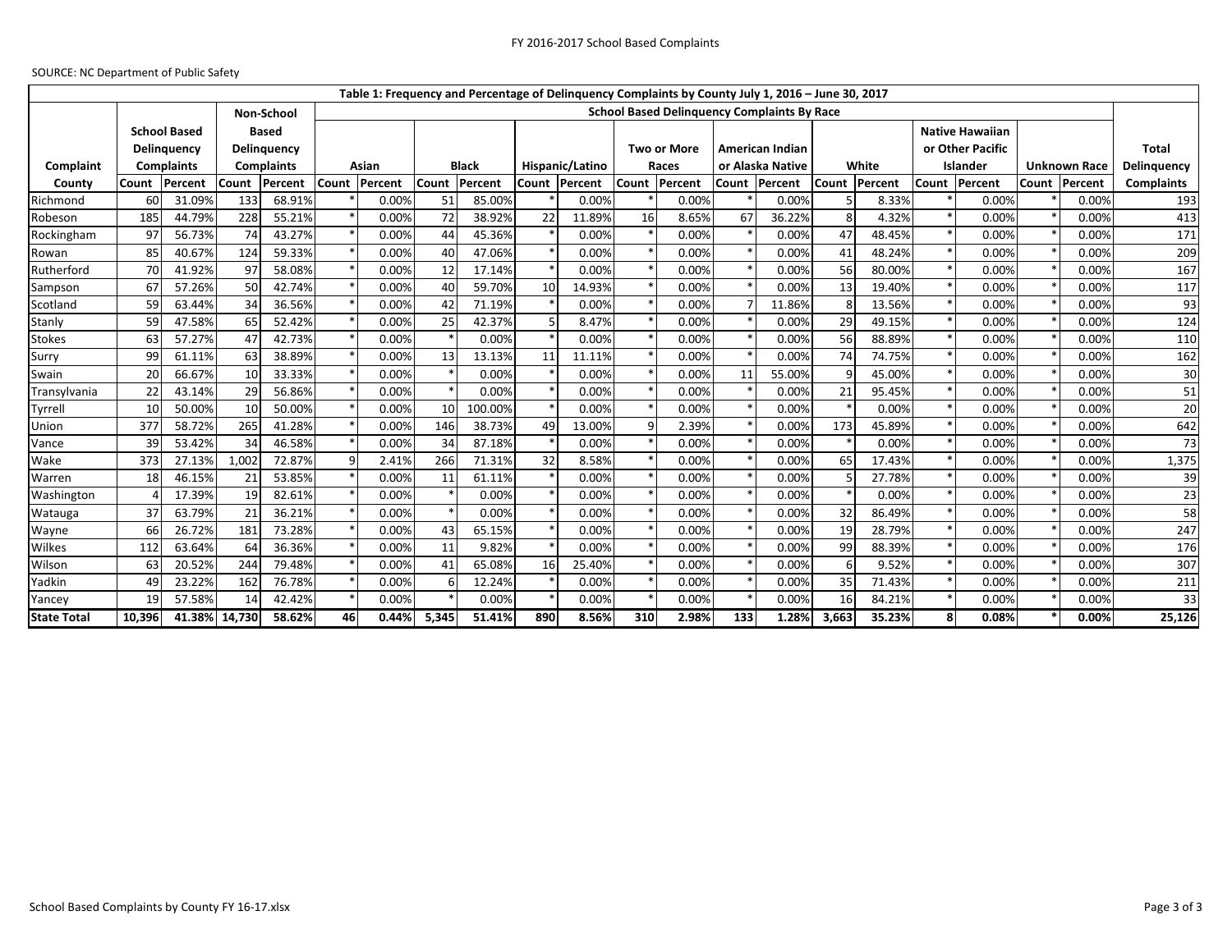FY 2016-2017 School Based Complaints

SOURCE: NC Department of Public Safety

| Table 1: Frequency and Percentage of Delinquency Complaints by County July 1, 2016 – June 30, 2017 | | | | | | | | | | | | | | | | | | | | | | |
|---|---|---|---|---|---|---|---|---|---|---|---|---|---|---|---|---|---|---|---|---|---|---|
| | | | | | School Based Delinquency Complaints By Race | | | | | | | | | | | | | | | | | |
| Complaint County | School Based Delinquency Complaints | | Non-School Based Delinquency Complaints | | Asian | | Black | | Hispanic/Latino | | Two or More Races | | American Indian or Alaska Native | | White | | Native Hawaiian or Other Pacific Islander | | Unknown Race | | Total Delinquency Complaints |
| | Count | Percent | Count | Percent | Count | Percent | Count | Percent | Count | Percent | Count | Percent | Count | Percent | Count | Percent | Count | Percent | Count | Percent | |
| Richmond | 60 | 31.09% | 133 | 68.91% | * | 0.00% | 51 | 85.00% | * | 0.00% | * | 0.00% | * | 0.00% | 5 | 8.33% | * | 0.00% | * | 0.00% | 193 |
| Robeson | 185 | 44.79% | 228 | 55.21% | * | 0.00% | 72 | 38.92% | 22 | 11.89% | 16 | 8.65% | 67 | 36.22% | 8 | 4.32% | * | 0.00% | * | 0.00% | 413 |
| Rockingham | 97 | 56.73% | 74 | 43.27% | * | 0.00% | 44 | 45.36% | * | 0.00% | * | 0.00% | * | 0.00% | 47 | 48.45% | * | 0.00% | * | 0.00% | 171 |
| Rowan | 85 | 40.67% | 124 | 59.33% | * | 0.00% | 40 | 47.06% | * | 0.00% | * | 0.00% | * | 0.00% | 41 | 48.24% | * | 0.00% | * | 0.00% | 209 |
| Rutherford | 70 | 41.92% | 97 | 58.08% | * | 0.00% | 12 | 17.14% | * | 0.00% | * | 0.00% | * | 0.00% | 56 | 80.00% | * | 0.00% | * | 0.00% | 167 |
| Sampson | 67 | 57.26% | 50 | 42.74% | * | 0.00% | 40 | 59.70% | 10 | 14.93% | * | 0.00% | * | 0.00% | 13 | 19.40% | * | 0.00% | * | 0.00% | 117 |
| Scotland | 59 | 63.44% | 34 | 36.56% | * | 0.00% | 42 | 71.19% | * | 0.00% | * | 0.00% | 7 | 11.86% | 8 | 13.56% | * | 0.00% | * | 0.00% | 93 |
| Stanly | 59 | 47.58% | 65 | 52.42% | * | 0.00% | 25 | 42.37% | 5 | 8.47% | * | 0.00% | * | 0.00% | 29 | 49.15% | * | 0.00% | * | 0.00% | 124 |
| Stokes | 63 | 57.27% | 47 | 42.73% | * | 0.00% | * | 0.00% | * | 0.00% | * | 0.00% | * | 0.00% | 56 | 88.89% | * | 0.00% | * | 0.00% | 110 |
| Surry | 99 | 61.11% | 63 | 38.89% | * | 0.00% | 13 | 13.13% | 11 | 11.11% | * | 0.00% | * | 0.00% | 74 | 74.75% | * | 0.00% | * | 0.00% | 162 |
| Swain | 20 | 66.67% | 10 | 33.33% | * | 0.00% | * | 0.00% | * | 0.00% | * | 0.00% | 11 | 55.00% | 9 | 45.00% | * | 0.00% | * | 0.00% | 30 |
| Transylvania | 22 | 43.14% | 29 | 56.86% | * | 0.00% | * | 0.00% | * | 0.00% | * | 0.00% | * | 0.00% | 21 | 95.45% | * | 0.00% | * | 0.00% | 51 |
| Tyrrell | 10 | 50.00% | 10 | 50.00% | * | 0.00% | 10 | 100.00% | * | 0.00% | * | 0.00% | * | 0.00% | * | 0.00% | * | 0.00% | * | 0.00% | 20 |
| Union | 377 | 58.72% | 265 | 41.28% | * | 0.00% | 146 | 38.73% | 49 | 13.00% | 9 | 2.39% | * | 0.00% | 173 | 45.89% | * | 0.00% | * | 0.00% | 642 |
| Vance | 39 | 53.42% | 34 | 46.58% | * | 0.00% | 34 | 87.18% | * | 0.00% | * | 0.00% | * | 0.00% | * | 0.00% | * | 0.00% | * | 0.00% | 73 |
| Wake | 373 | 27.13% | 1,002 | 72.87% | 9 | 2.41% | 266 | 71.31% | 32 | 8.58% | * | 0.00% | * | 0.00% | 65 | 17.43% | * | 0.00% | * | 0.00% | 1,375 |
| Warren | 18 | 46.15% | 21 | 53.85% | * | 0.00% | 11 | 61.11% | * | 0.00% | * | 0.00% | * | 0.00% | 5 | 27.78% | * | 0.00% | * | 0.00% | 39 |
| Washington | 4 | 17.39% | 19 | 82.61% | * | 0.00% | * | 0.00% | * | 0.00% | * | 0.00% | * | 0.00% | * | 0.00% | * | 0.00% | * | 0.00% | 23 |
| Watauga | 37 | 63.79% | 21 | 36.21% | * | 0.00% | * | 0.00% | * | 0.00% | * | 0.00% | * | 0.00% | 32 | 86.49% | * | 0.00% | * | 0.00% | 58 |
| Wayne | 66 | 26.72% | 181 | 73.28% | * | 0.00% | 43 | 65.15% | * | 0.00% | * | 0.00% | * | 0.00% | 19 | 28.79% | * | 0.00% | * | 0.00% | 247 |
| Wilkes | 112 | 63.64% | 64 | 36.36% | * | 0.00% | 11 | 9.82% | * | 0.00% | * | 0.00% | * | 0.00% | 99 | 88.39% | * | 0.00% | * | 0.00% | 176 |
| Wilson | 63 | 20.52% | 244 | 79.48% | * | 0.00% | 41 | 65.08% | 16 | 25.40% | * | 0.00% | * | 0.00% | 6 | 9.52% | * | 0.00% | * | 0.00% | 307 |
| Yadkin | 49 | 23.22% | 162 | 76.78% | * | 0.00% | 6 | 12.24% | * | 0.00% | * | 0.00% | * | 0.00% | 35 | 71.43% | * | 0.00% | * | 0.00% | 211 |
| Yancey | 19 | 57.58% | 14 | 42.42% | * | 0.00% | * | 0.00% | * | 0.00% | * | 0.00% | * | 0.00% | 16 | 84.21% | * | 0.00% | * | 0.00% | 33 |
| **State Total** | **10,396** | **41.38%** | **14,730** | **58.62%** | **46** | **0.44%** | **5,345** | **51.41%** | **890** | **8.56%** | **310** | **2.98%** | **133** | **1.28%** | **3,663** | **35.23%** | **8** | **0.08%** | **\*** | **0.00%** | **25,126** |

School Based Complaints by County FY 16-17.xlsx